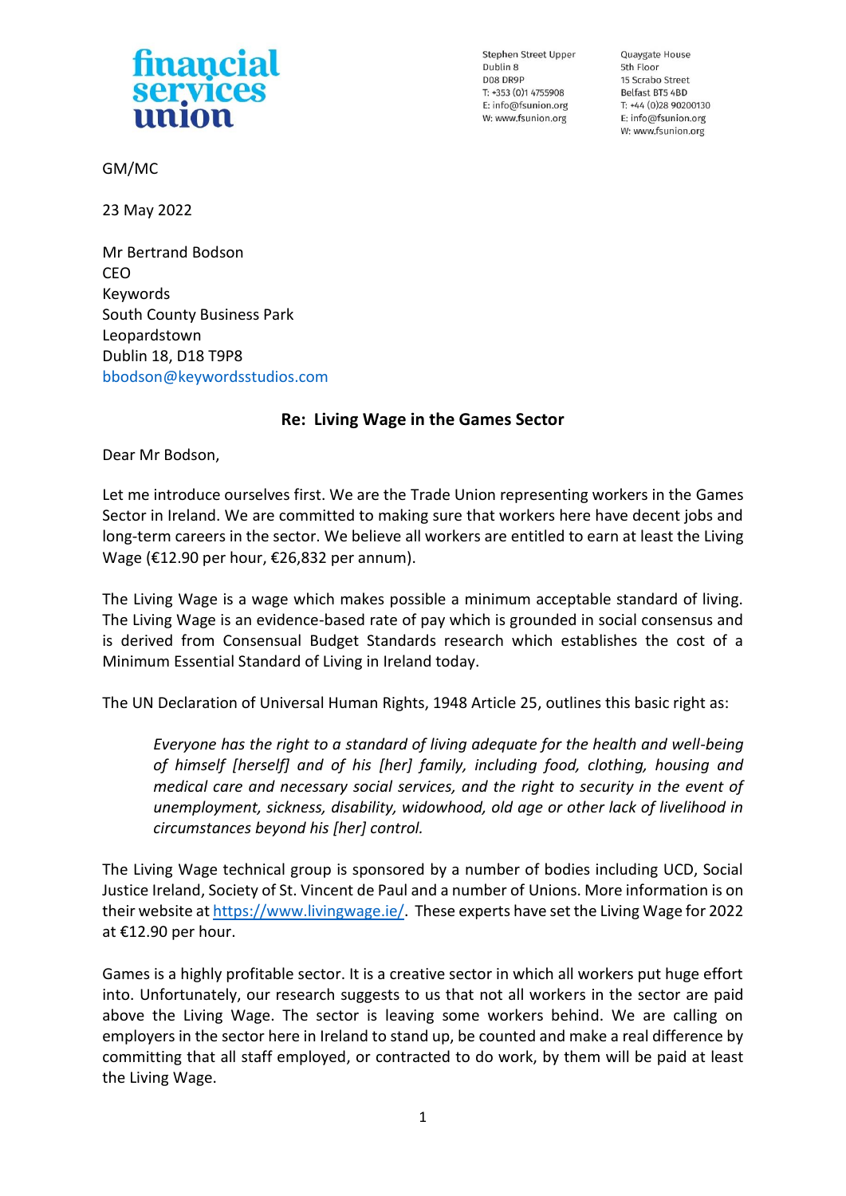**financial services union**

Stephen Street Upper
Dublin 8
D08 DR9P
T: +353 (0)1 4755908
E: info@fsunion.org
W: www.fsunion.org

Quaygate House
5th Floor
15 Scrabo Street
Belfast BT5 4BD
T: +44 (0)28 90200130
E: info@fsunion.org
W: www.fsunion.org

GM/MC

23 May 2022

Mr Bertrand Bodson
CEO
Keywords
South County Business Park
Leopardstown
Dublin 18, D18 T9P8
bbodson@keywordsstudios.com

**Re: Living Wage in the Games Sector**

Dear Mr Bodson,

Let me introduce ourselves first. We are the Trade Union representing workers in the Games Sector in Ireland. We are committed to making sure that workers here have decent jobs and long-term careers in the sector. We believe all workers are entitled to earn at least the Living Wage (€12.90 per hour, €26,832 per annum).

The Living Wage is a wage which makes possible a minimum acceptable standard of living. The Living Wage is an evidence-based rate of pay which is grounded in social consensus and is derived from Consensual Budget Standards research which establishes the cost of a Minimum Essential Standard of Living in Ireland today.

The UN Declaration of Universal Human Rights, 1948 Article 25, outlines this basic right as:

> *Everyone has the right to a standard of living adequate for the health and well-being of himself [herself] and of his [her] family, including food, clothing, housing and medical care and necessary social services, and the right to security in the event of unemployment, sickness, disability, widowhood, old age or other lack of livelihood in circumstances beyond his [her] control.*

The Living Wage technical group is sponsored by a number of bodies including UCD, Social Justice Ireland, Society of St. Vincent de Paul and a number of Unions. More information is on their website at https://www.livingwage.ie/. These experts have set the Living Wage for 2022 at €12.90 per hour.

Games is a highly profitable sector. It is a creative sector in which all workers put huge effort into. Unfortunately, our research suggests to us that not all workers in the sector are paid above the Living Wage. The sector is leaving some workers behind. We are calling on employers in the sector here in Ireland to stand up, be counted and make a real difference by committing that all staff employed, or contracted to do work, by them will be paid at least the Living Wage.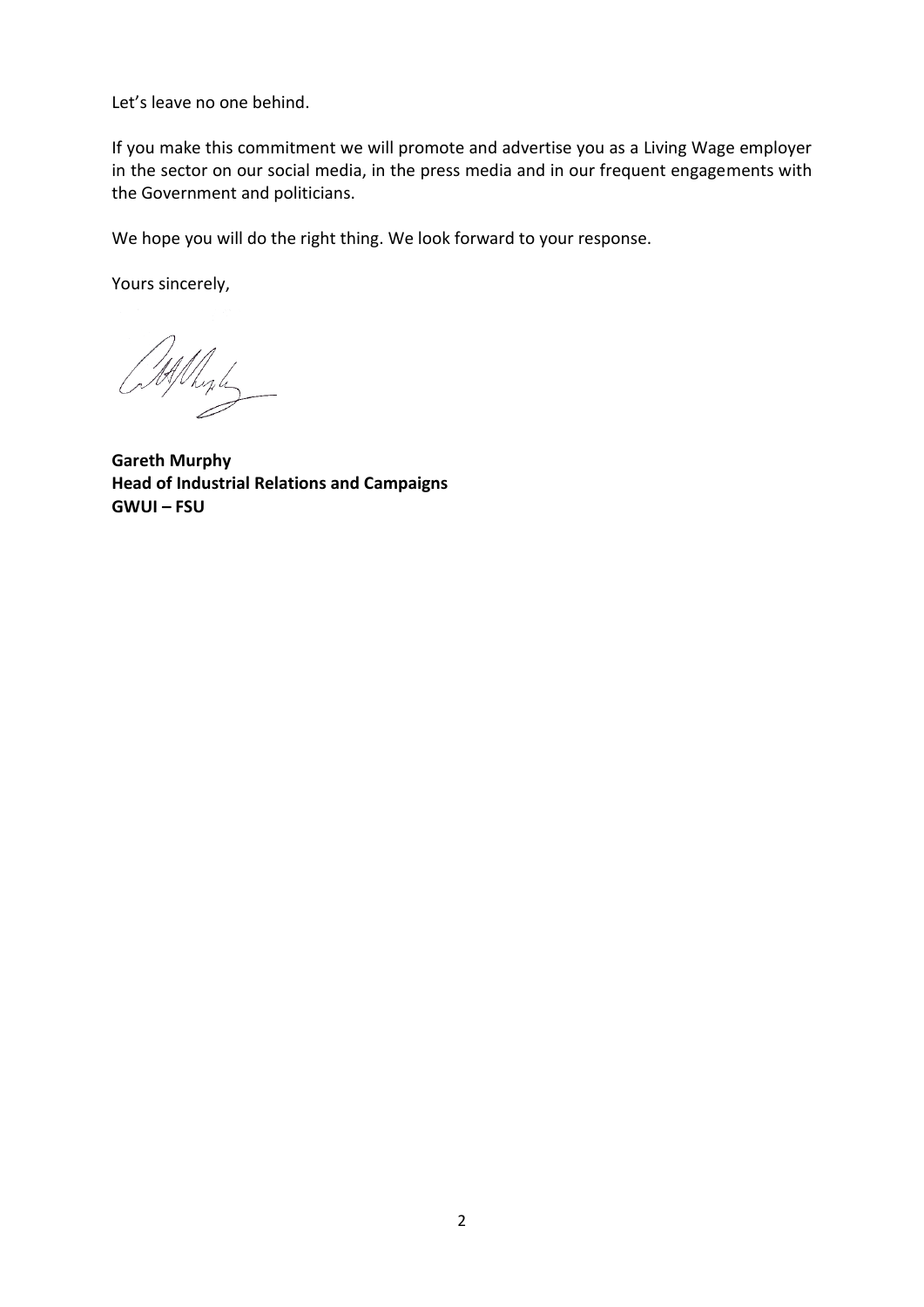Let's leave no one behind.

If you make this commitment we will promote and advertise you as a Living Wage employer in the sector on our social media, in the press media and in our frequent engagements with the Government and politicians.

We hope you will do the right thing. We look forward to your response.

Yours sincerely,

**Gareth Murphy**
**Head of Industrial Relations and Campaigns**
**GWUI – FSU**